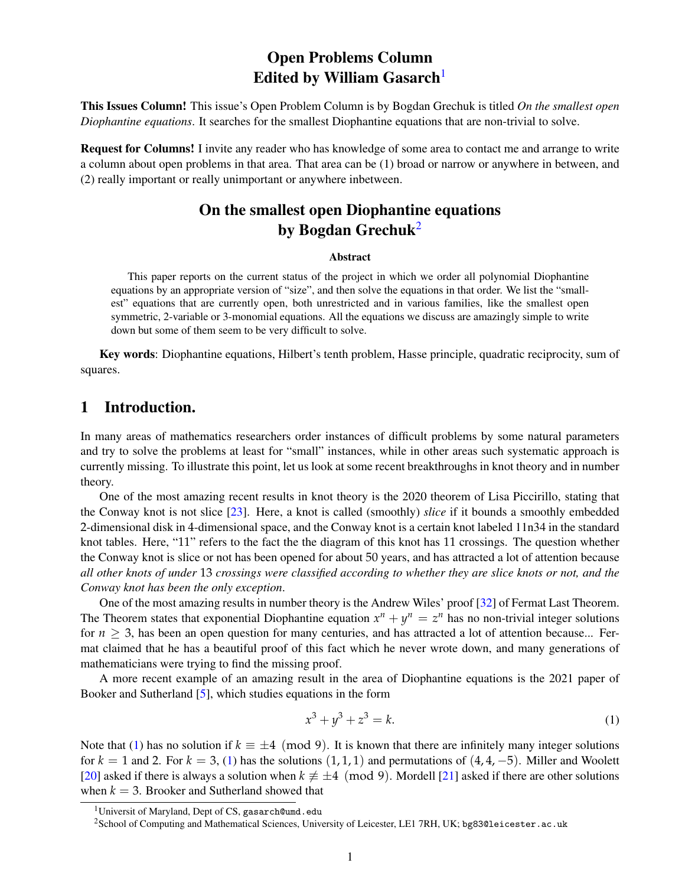# Open Problems Column
## Edited by William Gasarch[1]

**This Issues Column!** This issue's Open Problem Column is by Bogdan Grechuk is titled *On the smallest open Diophantine equations*. It searches for the smallest Diophantine equations that are non-trivial to solve.

**Request for Columns!** I invite any reader who has knowledge of some area to contact me and arrange to write a column about open problems in that area. That area can be (1) broad or narrow or anywhere in between, and (2) really important or really unimportant or anywhere inbetween.

# On the smallest open Diophantine equations
## by Bogdan Grechuk[2]

**Abstract**

This paper reports on the current status of the project in which we order all polynomial Diophantine equations by an appropriate version of "size", and then solve the equations in that order. We list the "smallest" equations that are currently open, both unrestricted and in various families, like the smallest open symmetric, 2-variable or 3-monomial equations. All the equations we discuss are amazingly simple to write down but some of them seem to be very difficult to solve.

**Key words**: Diophantine equations, Hilbert's tenth problem, Hasse principle, quadratic reciprocity, sum of squares.

## 1 Introduction.

In many areas of mathematics researchers order instances of difficult problems by some natural parameters and try to solve the problems at least for "small" instances, while in other areas such systematic approach is currently missing. To illustrate this point, let us look at some recent breakthroughs in knot theory and in number theory.

One of the most amazing recent results in knot theory is the 2020 theorem of Lisa Piccirillo, stating that the Conway knot is not slice [23]. Here, a knot is called (smoothly) *slice* if it bounds a smoothly embedded 2-dimensional disk in 4-dimensional space, and the Conway knot is a certain knot labeled 11n34 in the standard knot tables. Here, "11" refers to the fact the the diagram of this knot has 11 crossings. The question whether the Conway knot is slice or not has been opened for about 50 years, and has attracted a lot of attention because *all other knots of under* 13 *crossings were classified according to whether they are slice knots or not, and the Conway knot has been the only exception*.

One of the most amazing results in number theory is the Andrew Wiles' proof [32] of Fermat Last Theorem. The Theorem states that exponential Diophantine equation $x^n + y^n = z^n$ has no non-trivial integer solutions for $n \geq 3$, has been an open question for many centuries, and has attracted a lot of attention because... Fermat claimed that he has a beautiful proof of this fact which he never wrote down, and many generations of mathematicians were trying to find the missing proof.

A more recent example of an amazing result in the area of Diophantine equations is the 2021 paper of Booker and Sutherland [5], which studies equations in the form

$$x^3 + y^3 + z^3 = k. \tag{1}$$

Note that (1) has no solution if $k \equiv \pm 4 \pmod 9$. It is known that there are infinitely many integer solutions for $k = 1$ and 2. For $k = 3$, (1) has the solutions $(1,1,1)$ and permutations of $(4,4,-5)$. Miller and Woolett [20] asked if there is always a solution when $k \not\equiv \pm 4 \pmod 9$. Mordell [21] asked if there are other solutions when $k = 3$. Brooker and Sutherland showed that

[1] Universit of Maryland, Dept of CS, gasarch@umd.edu

[2] School of Computing and Mathematical Sciences, University of Leicester, LE1 7RH, UK; bg83@leicester.ac.uk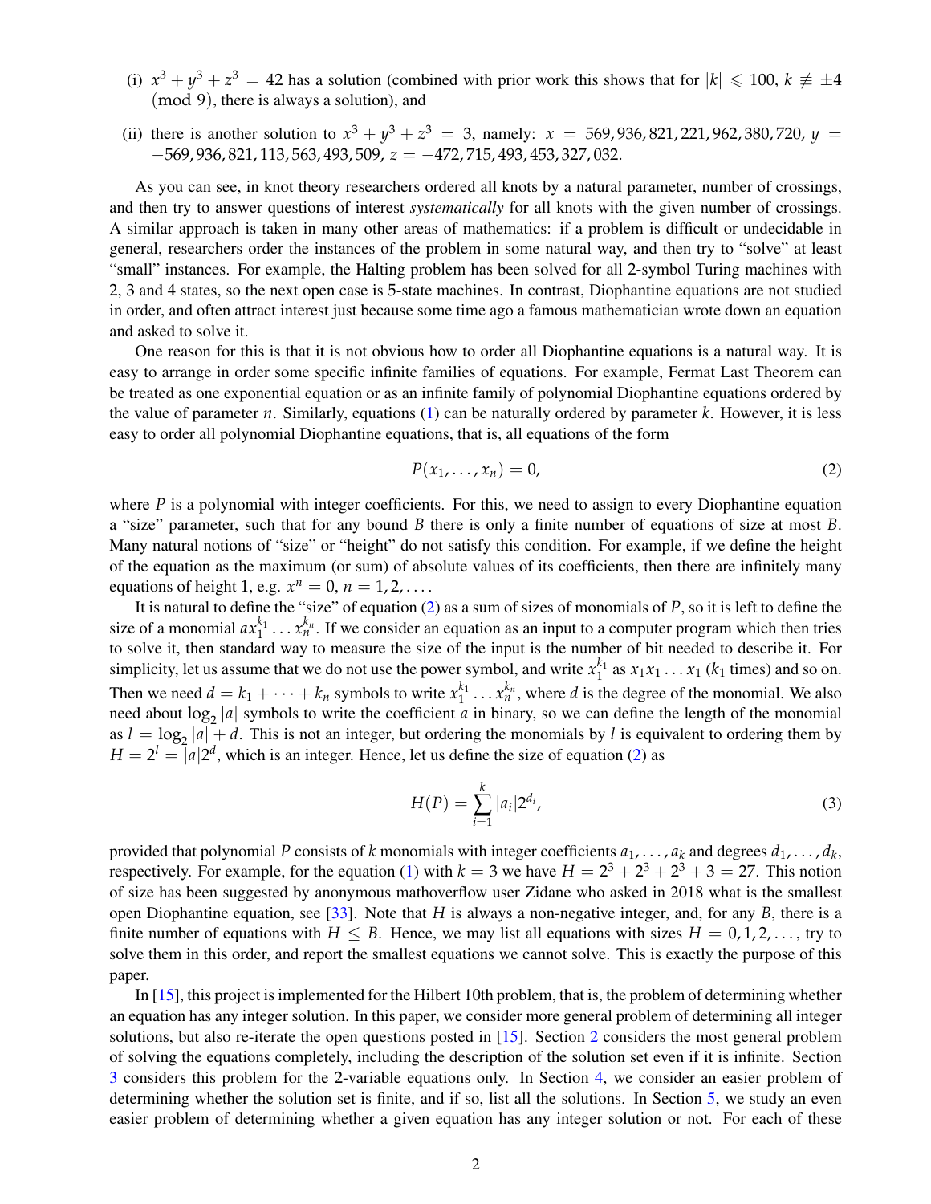(i) $x^3 + y^3 + z^3 = 42$ has a solution (combined with prior work this shows that for $|k| \leqslant 100$, $k \not\equiv \pm 4 \pmod 9$), there is always a solution), and

(ii) there is another solution to $x^3 + y^3 + z^3 = 3$, namely: $x = 569{,}936{,}821{,}221{,}962{,}380{,}720$, $y = -569{,}936{,}821{,}113{,}563{,}493{,}509$, $z = -472{,}715{,}493{,}453{,}327{,}032$.

As you can see, in knot theory researchers ordered all knots by a natural parameter, number of crossings, and then try to answer questions of interest *systematically* for all knots with the given number of crossings. A similar approach is taken in many other areas of mathematics: if a problem is difficult or undecidable in general, researchers order the instances of the problem in some natural way, and then try to "solve" at least "small" instances. For example, the Halting problem has been solved for all 2-symbol Turing machines with 2, 3 and 4 states, so the next open case is 5-state machines. In contrast, Diophantine equations are not studied in order, and often attract interest just because some time ago a famous mathematician wrote down an equation and asked to solve it.

One reason for this is that it is not obvious how to order all Diophantine equations is a natural way. It is easy to arrange in order some specific infinite families of equations. For example, Fermat Last Theorem can be treated as one exponential equation or as an infinite family of polynomial Diophantine equations ordered by the value of parameter $n$. Similarly, equations (1) can be naturally ordered by parameter $k$. However, it is less easy to order all polynomial Diophantine equations, that is, all equations of the form

$$P(x_1, \dots, x_n) = 0, \tag{2}$$

where $P$ is a polynomial with integer coefficients. For this, we need to assign to every Diophantine equation a "size" parameter, such that for any bound $B$ there is only a finite number of equations of size at most $B$. Many natural notions of "size" or "height" do not satisfy this condition. For example, if we define the height of the equation as the maximum (or sum) of absolute values of its coefficients, then there are infinitely many equations of height 1, e.g. $x^n = 0$, $n = 1, 2, \dots$.

It is natural to define the "size" of equation (2) as a sum of sizes of monomials of $P$, so it is left to define the size of a monomial $ax_1^{k_1} \dots x_n^{k_n}$. If we consider an equation as an input to a computer program which then tries to solve it, then standard way to measure the size of the input is the number of bit needed to describe it. For simplicity, let us assume that we do not use the power symbol, and write $x_1^{k_1}$ as $x_1 x_1 \dots x_1$ ($k_1$ times) and so on. Then we need $d = k_1 + \dots + k_n$ symbols to write $x_1^{k_1} \dots x_n^{k_n}$, where $d$ is the degree of the monomial. We also need about $\log_2 |a|$ symbols to write the coefficient $a$ in binary, so we can define the length of the monomial as $l = \log_2 |a| + d$. This is not an integer, but ordering the monomials by $l$ is equivalent to ordering them by $H = 2^l = |a| 2^d$, which is an integer. Hence, let us define the size of equation (2) as

$$H(P) = \sum_{i=1}^{k} |a_i| 2^{d_i}, \tag{3}$$

provided that polynomial $P$ consists of $k$ monomials with integer coefficients $a_1, \dots, a_k$ and degrees $d_1, \dots, d_k$, respectively. For example, for the equation (1) with $k = 3$ we have $H = 2^3 + 2^3 + 2^3 + 3 = 27$. This notion of size has been suggested by anonymous mathoverflow user Zidane who asked in 2018 what is the smallest open Diophantine equation, see [33]. Note that $H$ is always a non-negative integer, and, for any $B$, there is a finite number of equations with $H \leq B$. Hence, we may list all equations with sizes $H = 0, 1, 2, \dots$, try to solve them in this order, and report the smallest equations we cannot solve. This is exactly the purpose of this paper.

In [15], this project is implemented for the Hilbert 10th problem, that is, the problem of determining whether an equation has any integer solution. In this paper, we consider more general problem of determining all integer solutions, but also re-iterate the open questions posted in [15]. Section 2 considers the most general problem of solving the equations completely, including the description of the solution set even if it is infinite. Section 3 considers this problem for the 2-variable equations only. In Section 4, we consider an easier problem of determining whether the solution set is finite, and if so, list all the solutions. In Section 5, we study an even easier problem of determining whether a given equation has any integer solution or not. For each of these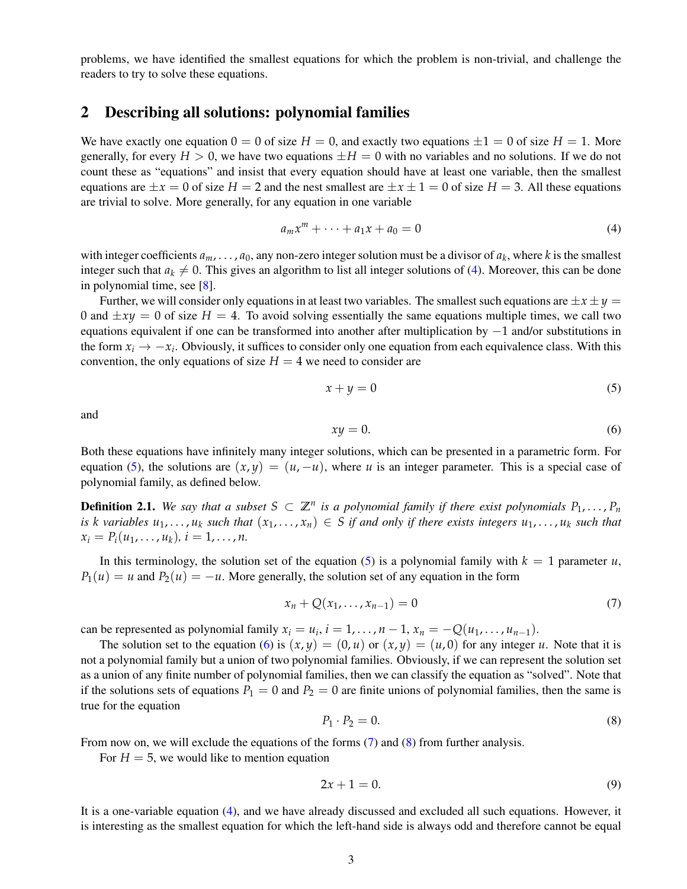problems, we have identified the smallest equations for which the problem is non-trivial, and challenge the readers to try to solve these equations.

## 2 Describing all solutions: polynomial families

We have exactly one equation $0 = 0$ of size $H = 0$, and exactly two equations $\pm 1 = 0$ of size $H = 1$. More generally, for every $H > 0$, we have two equations $\pm H = 0$ with no variables and no solutions. If we do not count these as "equations" and insist that every equation should have at least one variable, then the smallest equations are $\pm x = 0$ of size $H = 2$ and the nest smallest are $\pm x \pm 1 = 0$ of size $H = 3$. All these equations are trivial to solve. More generally, for any equation in one variable

$$a_m x^m + \cdots + a_1 x + a_0 = 0 \tag{4}$$

with integer coefficients $a_m, \ldots, a_0$, any non-zero integer solution must be a divisor of $a_k$, where $k$ is the smallest integer such that $a_k \neq 0$. This gives an algorithm to list all integer solutions of (4). Moreover, this can be done in polynomial time, see [8].

Further, we will consider only equations in at least two variables. The smallest such equations are $\pm x \pm y = 0$ and $\pm xy = 0$ of size $H = 4$. To avoid solving essentially the same equations multiple times, we call two equations equivalent if one can be transformed into another after multiplication by $-1$ and/or substitutions in the form $x_i \to -x_i$. Obviously, it suffices to consider only one equation from each equivalence class. With this convention, the only equations of size $H = 4$ we need to consider are

$$x + y = 0 \tag{5}$$

and

$$xy = 0. \tag{6}$$

Both these equations have infinitely many integer solutions, which can be presented in a parametric form. For equation (5), the solutions are $(x, y) = (u, -u)$, where $u$ is an integer parameter. This is a special case of polynomial family, as defined below.

**Definition 2.1.** *We say that a subset $S \subset \mathbb{Z}^n$ is a polynomial family if there exist polynomials $P_1, \ldots, P_n$ is $k$ variables $u_1, \ldots, u_k$ such that $(x_1, \ldots, x_n) \in S$ if and only if there exists integers $u_1, \ldots, u_k$ such that $x_i = P_i(u_1, \ldots, u_k)$, $i = 1, \ldots, n$.*

In this terminology, the solution set of the equation (5) is a polynomial family with $k = 1$ parameter $u$, $P_1(u) = u$ and $P_2(u) = -u$. More generally, the solution set of any equation in the form

$$x_n + Q(x_1, \ldots, x_{n-1}) = 0 \tag{7}$$

can be represented as polynomial family $x_i = u_i$, $i = 1, \ldots, n-1$, $x_n = -Q(u_1, \ldots, u_{n-1})$.

The solution set to the equation (6) is $(x, y) = (0, u)$ or $(x, y) = (u, 0)$ for any integer $u$. Note that it is not a polynomial family but a union of two polynomial families. Obviously, if we can represent the solution set as a union of any finite number of polynomial families, then we can classify the equation as "solved". Note that if the solutions sets of equations $P_1 = 0$ and $P_2 = 0$ are finite unions of polynomial families, then the same is true for the equation

$$P_1 \cdot P_2 = 0. \tag{8}$$

From now on, we will exclude the equations of the forms (7) and (8) from further analysis.

For $H = 5$, we would like to mention equation

$$2x + 1 = 0. \tag{9}$$

It is a one-variable equation (4), and we have already discussed and excluded all such equations. However, it is interesting as the smallest equation for which the left-hand side is always odd and therefore cannot be equal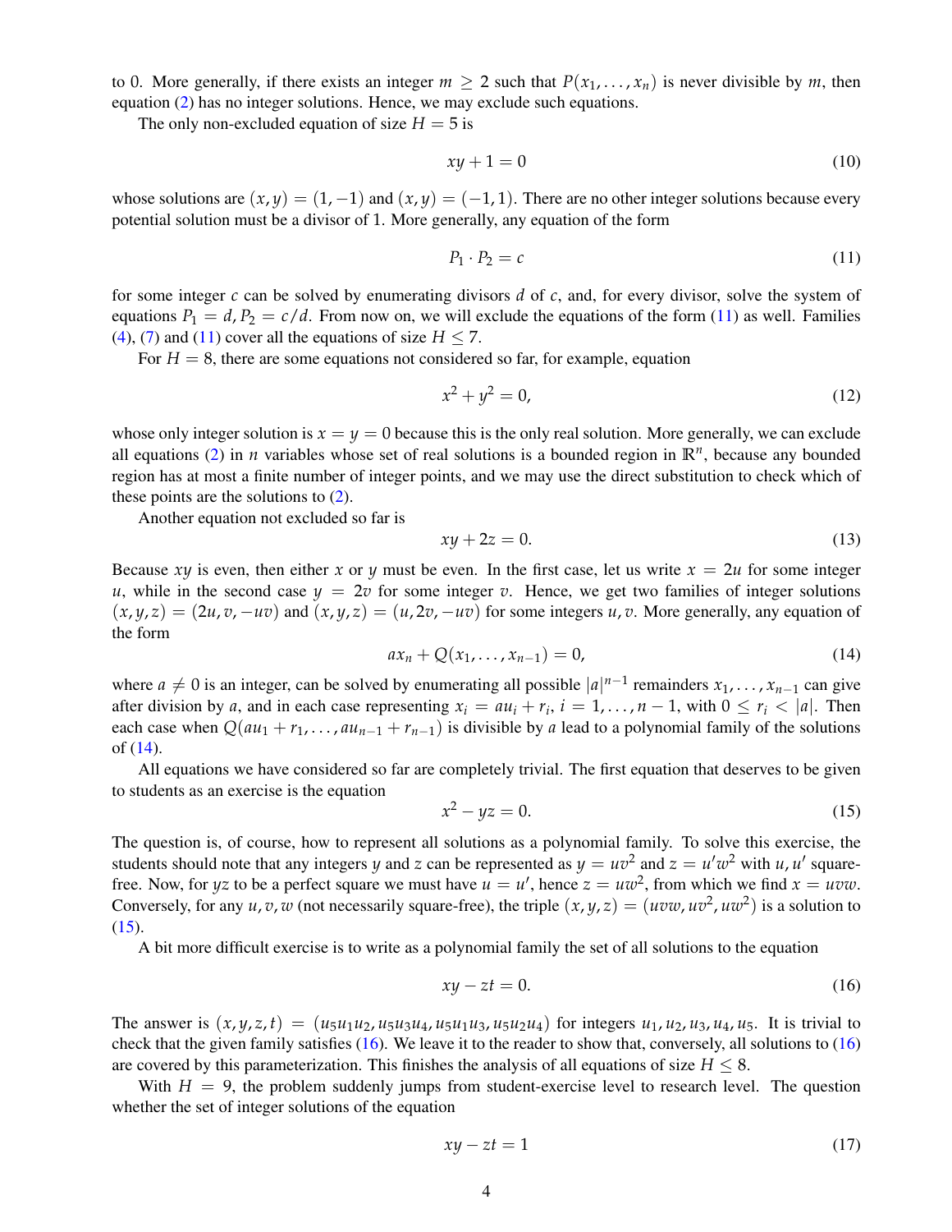to 0. More generally, if there exists an integer $m \geq 2$ such that $P(x_1, \dots, x_n)$ is never divisible by $m$, then equation (2) has no integer solutions. Hence, we may exclude such equations.

The only non-excluded equation of size $H = 5$ is

$$xy + 1 = 0 \tag{10}$$

whose solutions are $(x, y) = (1, -1)$ and $(x, y) = (-1, 1)$. There are no other integer solutions because every potential solution must be a divisor of 1. More generally, any equation of the form

$$P_1 \cdot P_2 = c \tag{11}$$

for some integer $c$ can be solved by enumerating divisors $d$ of $c$, and, for every divisor, solve the system of equations $P_1 = d, P_2 = c/d$. From now on, we will exclude the equations of the form (11) as well. Families (4), (7) and (11) cover all the equations of size $H \leq 7$.

For $H = 8$, there are some equations not considered so far, for example, equation

$$x^2 + y^2 = 0, \tag{12}$$

whose only integer solution is $x = y = 0$ because this is the only real solution. More generally, we can exclude all equations (2) in $n$ variables whose set of real solutions is a bounded region in $\mathbb{R}^n$, because any bounded region has at most a finite number of integer points, and we may use the direct substitution to check which of these points are the solutions to (2).

Another equation not excluded so far is

$$xy + 2z = 0. \tag{13}$$

Because $xy$ is even, then either $x$ or $y$ must be even. In the first case, let us write $x = 2u$ for some integer $u$, while in the second case $y = 2v$ for some integer $v$. Hence, we get two families of integer solutions $(x, y, z) = (2u, v, -uv)$ and $(x, y, z) = (u, 2v, -uv)$ for some integers $u, v$. More generally, any equation of the form

$$ax_n + Q(x_1, \dots, x_{n-1}) = 0, \tag{14}$$

where $a \neq 0$ is an integer, can be solved by enumerating all possible $|a|^{n-1}$ remainders $x_1, \dots, x_{n-1}$ can give after division by $a$, and in each case representing $x_i = au_i + r_i$, $i = 1, \dots, n-1$, with $0 \leq r_i < |a|$. Then each case when $Q(au_1 + r_1, \dots, au_{n-1} + r_{n-1})$ is divisible by $a$ lead to a polynomial family of the solutions of (14).

All equations we have considered so far are completely trivial. The first equation that deserves to be given to students as an exercise is the equation

$$x^2 - yz = 0. \tag{15}$$

The question is, of course, how to represent all solutions as a polynomial family. To solve this exercise, the students should note that any integers $y$ and $z$ can be represented as $y = uv^2$ and $z = u'w^2$ with $u, u'$ square-free. Now, for $yz$ to be a perfect square we must have $u = u'$, hence $z = uw^2$, from which we find $x = uvw$. Conversely, for any $u, v, w$ (not necessarily square-free), the triple $(x, y, z) = (uvw, uv^2, uw^2)$ is a solution to (15).

A bit more difficult exercise is to write as a polynomial family the set of all solutions to the equation

$$xy - zt = 0. \tag{16}$$

The answer is $(x, y, z, t) = (u_5u_1u_2, u_5u_3u_4, u_5u_1u_3, u_5u_2u_4)$ for integers $u_1, u_2, u_3, u_4, u_5$. It is trivial to check that the given family satisfies (16). We leave it to the reader to show that, conversely, all solutions to (16) are covered by this parameterization. This finishes the analysis of all equations of size $H \leq 8$.

With $H = 9$, the problem suddenly jumps from student-exercise level to research level. The question whether the set of integer solutions of the equation

$$xy - zt = 1 \tag{17}$$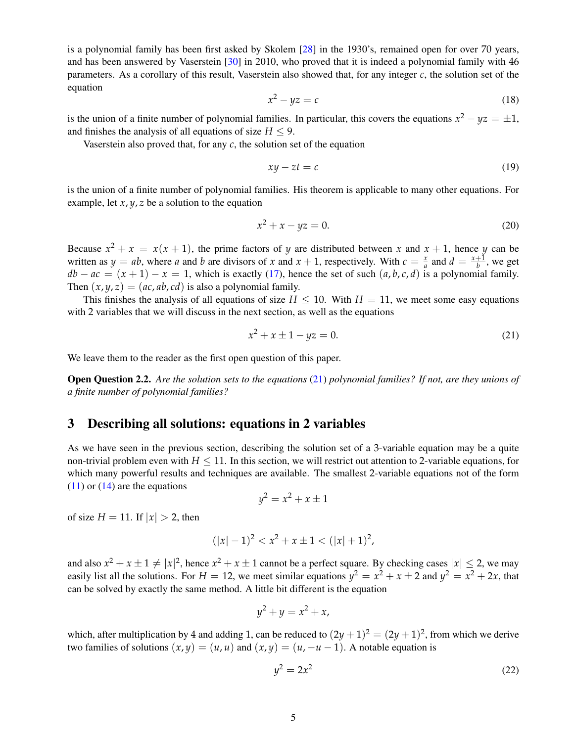is a polynomial family has been first asked by Skolem [28] in the 1930's, remained open for over 70 years, and has been answered by Vaserstein [30] in 2010, who proved that it is indeed a polynomial family with 46 parameters. As a corollary of this result, Vaserstein also showed that, for any integer $c$, the solution set of the equation

$$x^2 - yz = c \tag{18}$$

is the union of a finite number of polynomial families. In particular, this covers the equations $x^2 - yz = \pm 1$, and finishes the analysis of all equations of size $H \leq 9$.

Vaserstein also proved that, for any $c$, the solution set of the equation

$$xy - zt = c \tag{19}$$

is the union of a finite number of polynomial families. His theorem is applicable to many other equations. For example, let $x, y, z$ be a solution to the equation

$$x^2 + x - yz = 0. \tag{20}$$

Because $x^2 + x = x(x+1)$, the prime factors of $y$ are distributed between $x$ and $x+1$, hence $y$ can be written as $y = ab$, where $a$ and $b$ are divisors of $x$ and $x+1$, respectively. With $c = \frac{x}{a}$ and $d = \frac{x+1}{b}$, we get $db - ac = (x+1) - x = 1$, which is exactly (17), hence the set of such $(a, b, c, d)$ is a polynomial family. Then $(x, y, z) = (ac, ab, cd)$ is also a polynomial family.

This finishes the analysis of all equations of size $H \leq 10$. With $H = 11$, we meet some easy equations with 2 variables that we will discuss in the next section, as well as the equations

$$x^2 + x \pm 1 - yz = 0. \tag{21}$$

We leave them to the reader as the first open question of this paper.

**Open Question 2.2.** *Are the solution sets to the equations* (21) *polynomial families? If not, are they unions of a finite number of polynomial families?*

## 3 Describing all solutions: equations in 2 variables

As we have seen in the previous section, describing the solution set of a 3-variable equation may be a quite non-trivial problem even with $H \leq 11$. In this section, we will restrict out attention to 2-variable equations, for which many powerful results and techniques are available. The smallest 2-variable equations not of the form (11) or (14) are the equations

$$y^2 = x^2 + x \pm 1$$

of size $H = 11$. If $|x| > 2$, then

$$(|x| - 1)^2 < x^2 + x \pm 1 < (|x| + 1)^2,$$

and also $x^2 + x \pm 1 \neq |x|^2$, hence $x^2 + x \pm 1$ cannot be a perfect square. By checking cases $|x| \leq 2$, we may easily list all the solutions. For $H = 12$, we meet similar equations $y^2 = x^2 + x \pm 2$ and $y^2 = x^2 + 2x$, that can be solved by exactly the same method. A little bit different is the equation

$$y^2 + y = x^2 + x,$$

which, after multiplication by 4 and adding 1, can be reduced to $(2y+1)^2 = (2y+1)^2$, from which we derive two families of solutions $(x, y) = (u, u)$ and $(x, y) = (u, -u-1)$. A notable equation is

$$y^2 = 2x^2 \tag{22}$$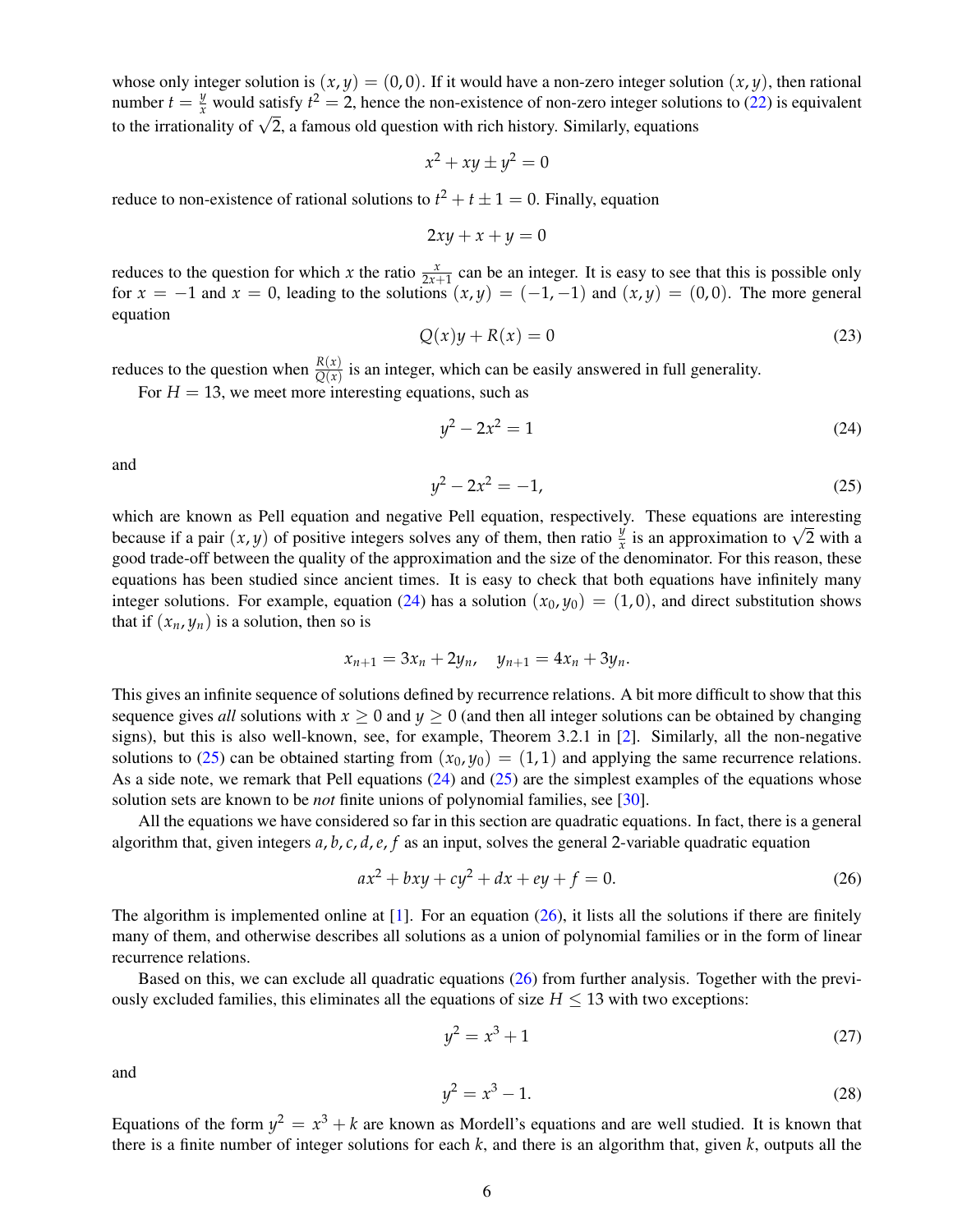whose only integer solution is $(x,y)=(0,0)$. If it would have a non-zero integer solution $(x,y)$, then rational number $t=\frac{y}{x}$ would satisfy $t^2=2$, hence the non-existence of non-zero integer solutions to (22) is equivalent to the irrationality of $\sqrt{2}$, a famous old question with rich history. Similarly, equations

$$x^2+xy\pm y^2=0$$

reduce to non-existence of rational solutions to $t^2+t\pm 1=0$. Finally, equation

$$2xy+x+y=0$$

reduces to the question for which $x$ the ratio $\frac{x}{2x+1}$ can be an integer. It is easy to see that this is possible only for $x=-1$ and $x=0$, leading to the solutions $(x,y)=(-1,-1)$ and $(x,y)=(0,0)$. The more general equation

$$Q(x)y+R(x)=0 \tag{23}$$

reduces to the question when $\frac{R(x)}{Q(x)}$ is an integer, which can be easily answered in full generality.

For $H=13$, we meet more interesting equations, such as

$$y^2-2x^2=1 \tag{24}$$

and

$$y^2-2x^2=-1, \tag{25}$$

which are known as Pell equation and negative Pell equation, respectively. These equations are interesting because if a pair $(x,y)$ of positive integers solves any of them, then ratio $\frac{y}{x}$ is an approximation to $\sqrt{2}$ with a good trade-off between the quality of the approximation and the size of the denominator. For this reason, these equations has been studied since ancient times. It is easy to check that both equations have infinitely many integer solutions. For example, equation (24) has a solution $(x_0,y_0)=(1,0)$, and direct substitution shows that if $(x_n,y_n)$ is a solution, then so is

$$x_{n+1}=3x_n+2y_n, \quad y_{n+1}=4x_n+3y_n.$$

This gives an infinite sequence of solutions defined by recurrence relations. A bit more difficult to show that this sequence gives *all* solutions with $x\geq 0$ and $y\geq 0$ (and then all integer solutions can be obtained by changing signs), but this is also well-known, see, for example, Theorem 3.2.1 in [2]. Similarly, all the non-negative solutions to (25) can be obtained starting from $(x_0,y_0)=(1,1)$ and applying the same recurrence relations. As a side note, we remark that Pell equations (24) and (25) are the simplest examples of the equations whose solution sets are known to be *not* finite unions of polynomial families, see [30].

All the equations we have considered so far in this section are quadratic equations. In fact, there is a general algorithm that, given integers $a,b,c,d,e,f$ as an input, solves the general 2-variable quadratic equation

$$ax^2+bxy+cy^2+dx+ey+f=0. \tag{26}$$

The algorithm is implemented online at [1]. For an equation (26), it lists all the solutions if there are finitely many of them, and otherwise describes all solutions as a union of polynomial families or in the form of linear recurrence relations.

Based on this, we can exclude all quadratic equations (26) from further analysis. Together with the previously excluded families, this eliminates all the equations of size $H\leq 13$ with two exceptions:

$$y^2=x^3+1 \tag{27}$$

and

$$y^2=x^3-1. \tag{28}$$

Equations of the form $y^2=x^3+k$ are known as Mordell's equations and are well studied. It is known that there is a finite number of integer solutions for each $k$, and there is an algorithm that, given $k$, outputs all the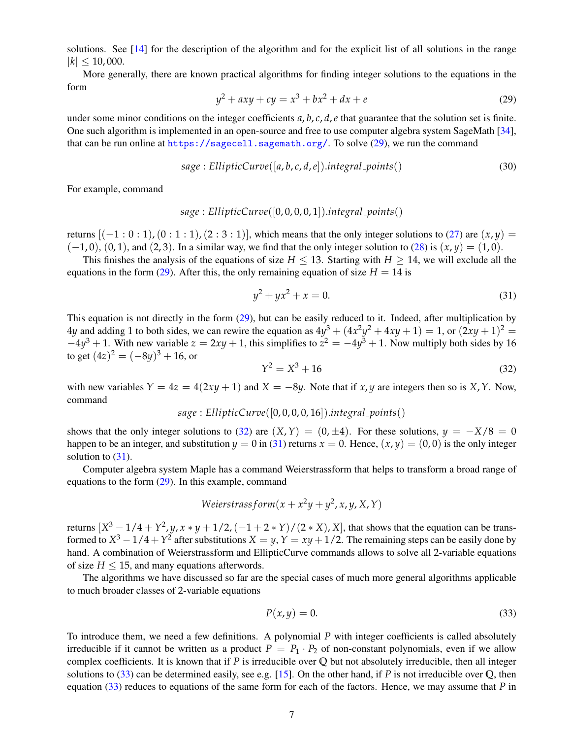solutions. See [14] for the description of the algorithm and for the explicit list of all solutions in the range $|k| \leq 10,000$.

More generally, there are known practical algorithms for finding integer solutions to the equations in the form

$$y^2 + axy + cy = x^3 + bx^2 + dx + e \tag{29}$$

under some minor conditions on the integer coefficients $a, b, c, d, e$ that guarantee that the solution set is finite. One such algorithm is implemented in an open-source and free to use computer algebra system SageMath [34], that can be run online at https://sagecell.sagemath.org/. To solve (29), we run the command

$$sage : EllipticCurve([a, b, c, d, e]).integral\_points() \tag{30}$$

For example, command

$$sage : EllipticCurve([0, 0, 0, 0, 1]).integral\_points()$$

returns $[(-1 : 0 : 1), (0 : 1 : 1), (2 : 3 : 1)]$, which means that the only integer solutions to (27) are $(x, y) = (-1, 0)$, $(0, 1)$, and $(2, 3)$. In a similar way, we find that the only integer solution to (28) is $(x, y) = (1, 0)$.

This finishes the analysis of the equations of size $H \leq 13$. Starting with $H \geq 14$, we will exclude all the equations in the form (29). After this, the only remaining equation of size $H = 14$ is

$$y^2 + yx^2 + x = 0. \tag{31}$$

This equation is not directly in the form (29), but can be easily reduced to it. Indeed, after multiplication by $4y$ and adding 1 to both sides, we can rewire the equation as $4y^3 + (4x^2y^2 + 4xy + 1) = 1$, or $(2xy + 1)^2 = -4y^3 + 1$. With new variable $z = 2xy + 1$, this simplifies to $z^2 = -4y^3 + 1$. Now multiply both sides by 16 to get $(4z)^2 = (-8y)^3 + 16$, or

$$Y^2 = X^3 + 16 \tag{32}$$

with new variables $Y = 4z = 4(2xy + 1)$ and $X = -8y$. Note that if $x, y$ are integers then so is $X, Y$. Now, command

$$sage : EllipticCurve([0, 0, 0, 0, 16]).integral\_points()$$

shows that the only integer solutions to (32) are $(X, Y) = (0, \pm 4)$. For these solutions, $y = -X/8 = 0$ happen to be an integer, and substitution $y = 0$ in (31) returns $x = 0$. Hence, $(x, y) = (0, 0)$ is the only integer solution to (31).

Computer algebra system Maple has a command Weierstrassform that helps to transform a broad range of equations to the form (29). In this example, command

$$Weierstrassform(x + x^2y + y^2, x, y, X, Y)$$

returns $[X^3 - 1/4 + Y^2, y, x * y + 1/2, (-1 + 2 * Y)/(2 * X), X]$, that shows that the equation can be transformed to $X^3 - 1/4 + Y^2$ after substitutions $X = y$, $Y = xy + 1/2$. The remaining steps can be easily done by hand. A combination of Weierstrassform and EllipticCurve commands allows to solve all 2-variable equations of size $H \leq 15$, and many equations afterwords.

The algorithms we have discussed so far are the special cases of much more general algorithms applicable to much broader classes of 2-variable equations

$$P(x, y) = 0. \tag{33}$$

To introduce them, we need a few definitions. A polynomial $P$ with integer coefficients is called absolutely irreducible if it cannot be written as a product $P = P_1 \cdot P_2$ of non-constant polynomials, even if we allow complex coefficients. It is known that if $P$ is irreducible over $\mathbb{Q}$ but not absolutely irreducible, then all integer solutions to (33) can be determined easily, see e.g. [15]. On the other hand, if $P$ is not irreducible over $\mathbb{Q}$, then equation (33) reduces to equations of the same form for each of the factors. Hence, we may assume that $P$ in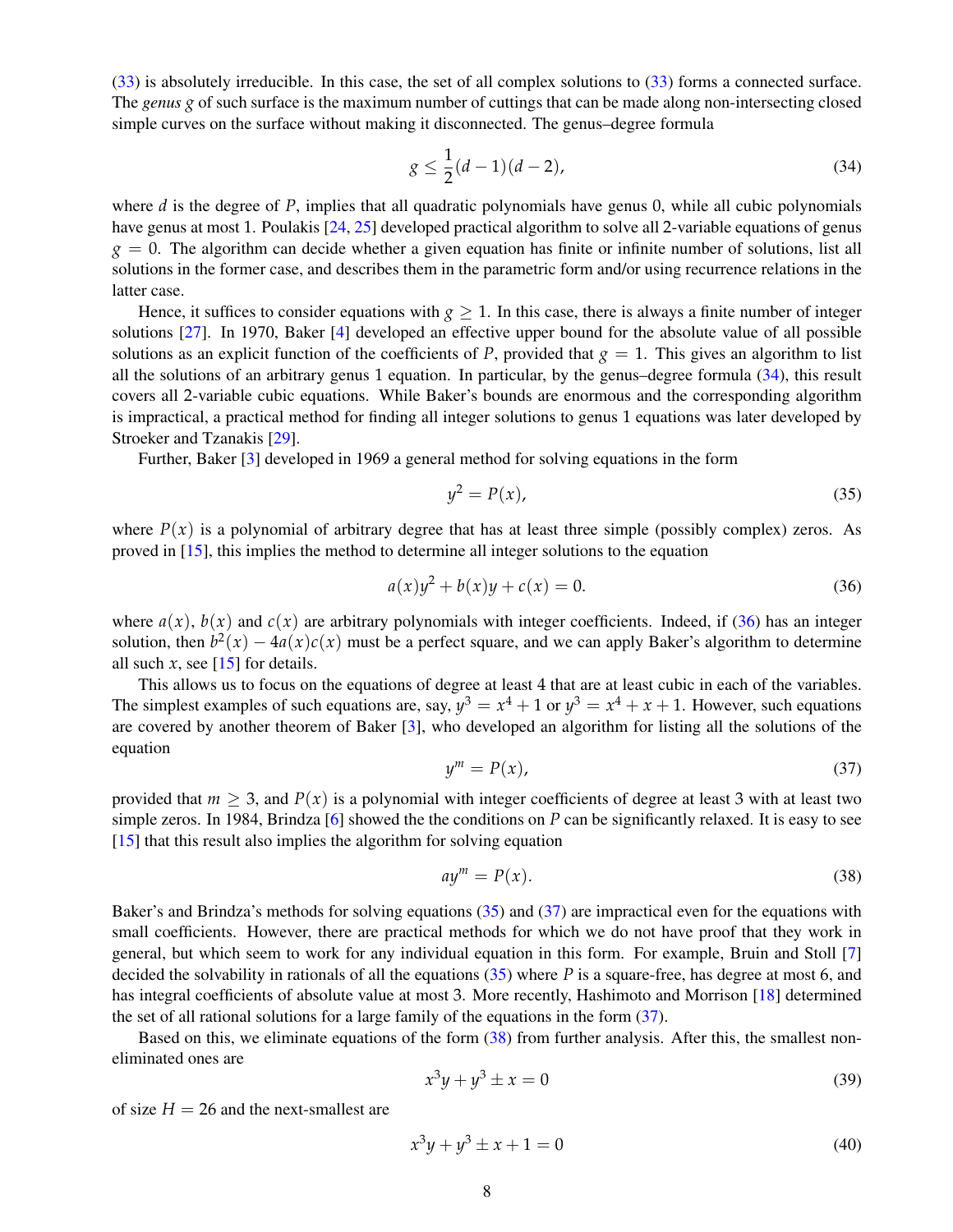(33) is absolutely irreducible. In this case, the set of all complex solutions to (33) forms a connected surface. The *genus* $g$ of such surface is the maximum number of cuttings that can be made along non-intersecting closed simple curves on the surface without making it disconnected. The genus–degree formula

$$g \leq \frac{1}{2}(d-1)(d-2), \tag{34}$$

where $d$ is the degree of $P$, implies that all quadratic polynomials have genus 0, while all cubic polynomials have genus at most 1. Poulakis [24, 25] developed practical algorithm to solve all 2-variable equations of genus $g = 0$. The algorithm can decide whether a given equation has finite or infinite number of solutions, list all solutions in the former case, and describes them in the parametric form and/or using recurrence relations in the latter case.

Hence, it suffices to consider equations with $g \geq 1$. In this case, there is always a finite number of integer solutions [27]. In 1970, Baker [4] developed an effective upper bound for the absolute value of all possible solutions as an explicit function of the coefficients of $P$, provided that $g = 1$. This gives an algorithm to list all the solutions of an arbitrary genus 1 equation. In particular, by the genus–degree formula (34), this result covers all 2-variable cubic equations. While Baker's bounds are enormous and the corresponding algorithm is impractical, a practical method for finding all integer solutions to genus 1 equations was later developed by Stroeker and Tzanakis [29].

Further, Baker [3] developed in 1969 a general method for solving equations in the form

$$y^2 = P(x), \tag{35}$$

where $P(x)$ is a polynomial of arbitrary degree that has at least three simple (possibly complex) zeros. As proved in [15], this implies the method to determine all integer solutions to the equation

$$a(x)y^2 + b(x)y + c(x) = 0. \tag{36}$$

where $a(x)$, $b(x)$ and $c(x)$ are arbitrary polynomials with integer coefficients. Indeed, if (36) has an integer solution, then $b^2(x) - 4a(x)c(x)$ must be a perfect square, and we can apply Baker's algorithm to determine all such $x$, see [15] for details.

This allows us to focus on the equations of degree at least 4 that are at least cubic in each of the variables. The simplest examples of such equations are, say, $y^3 = x^4 + 1$ or $y^3 = x^4 + x + 1$. However, such equations are covered by another theorem of Baker [3], who developed an algorithm for listing all the solutions of the equation

$$y^m = P(x), \tag{37}$$

provided that $m \geq 3$, and $P(x)$ is a polynomial with integer coefficients of degree at least 3 with at least two simple zeros. In 1984, Brindza [6] showed the the conditions on $P$ can be significantly relaxed. It is easy to see [15] that this result also implies the algorithm for solving equation

$$ay^m = P(x). \tag{38}$$

Baker's and Brindza's methods for solving equations (35) and (37) are impractical even for the equations with small coefficients. However, there are practical methods for which we do not have proof that they work in general, but which seem to work for any individual equation in this form. For example, Bruin and Stoll [7] decided the solvability in rationals of all the equations (35) where $P$ is a square-free, has degree at most 6, and has integral coefficients of absolute value at most 3. More recently, Hashimoto and Morrison [18] determined the set of all rational solutions for a large family of the equations in the form (37).

Based on this, we eliminate equations of the form (38) from further analysis. After this, the smallest non-eliminated ones are

$$x^3y + y^3 \pm x = 0 \tag{39}$$

of size $H = 26$ and the next-smallest are

$$x^3y + y^3 \pm x + 1 = 0 \tag{40}$$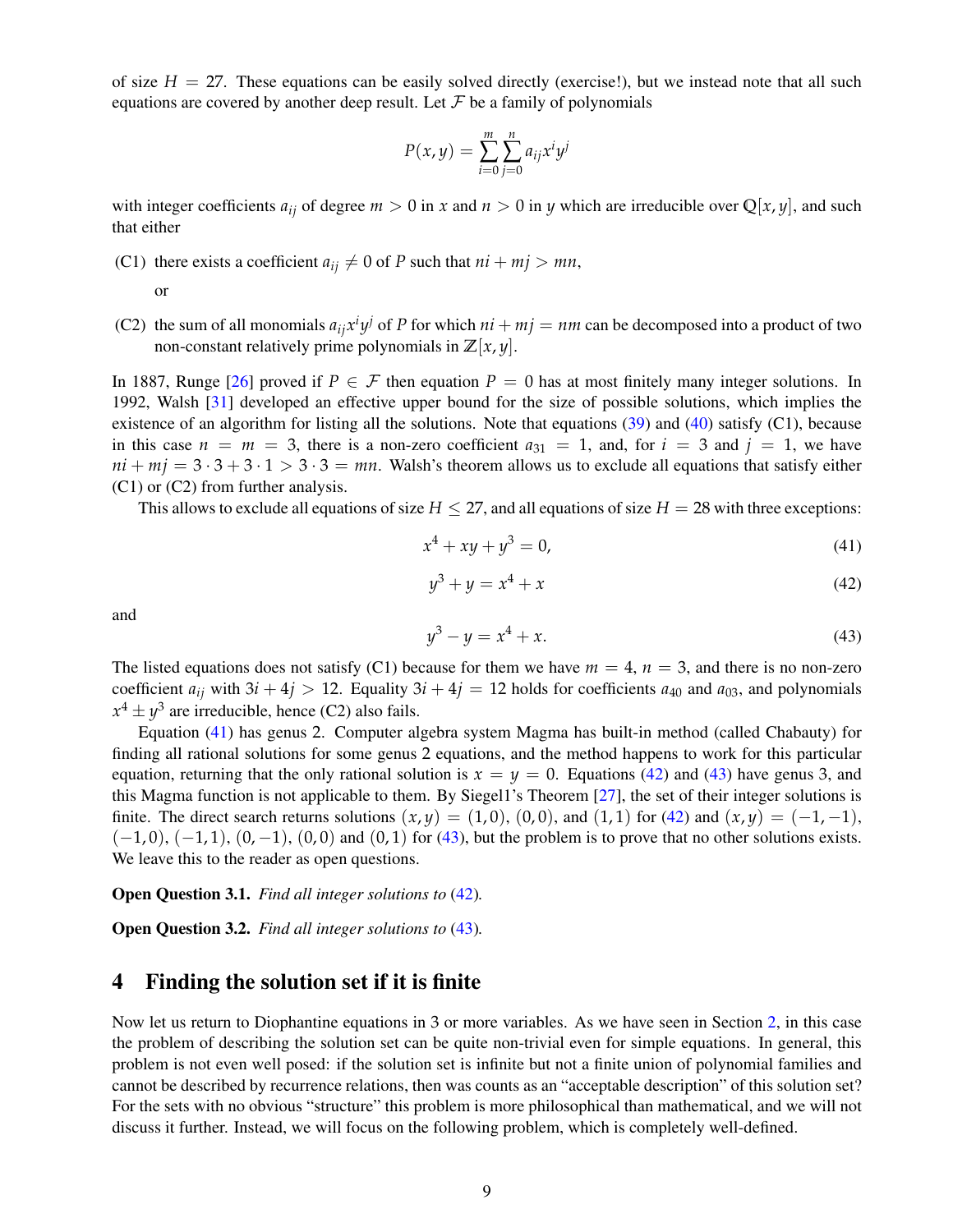of size $H = 27$. These equations can be easily solved directly (exercise!), but we instead note that all such equations are covered by another deep result. Let $\mathcal{F}$ be a family of polynomials

$$P(x,y) = \sum_{i=0}^{m} \sum_{j=0}^{n} a_{ij} x^i y^j$$

with integer coefficients $a_{ij}$ of degree $m > 0$ in $x$ and $n > 0$ in $y$ which are irreducible over $\mathbb{Q}[x,y]$, and such that either

(C1) there exists a coefficient $a_{ij} \neq 0$ of $P$ such that $ni + mj > mn$,

or

(C2) the sum of all monomials $a_{ij}x^i y^j$ of $P$ for which $ni + mj = nm$ can be decomposed into a product of two non-constant relatively prime polynomials in $\mathbb{Z}[x,y]$.

In 1887, Runge [26] proved if $P \in \mathcal{F}$ then equation $P = 0$ has at most finitely many integer solutions. In 1992, Walsh [31] developed an effective upper bound for the size of possible solutions, which implies the existence of an algorithm for listing all the solutions. Note that equations (39) and (40) satisfy (C1), because in this case $n = m = 3$, there is a non-zero coefficient $a_{31} = 1$, and, for $i = 3$ and $j = 1$, we have $ni + mj = 3 \cdot 3 + 3 \cdot 1 > 3 \cdot 3 = mn$. Walsh's theorem allows us to exclude all equations that satisfy either (C1) or (C2) from further analysis.

This allows to exclude all equations of size $H \leq 27$, and all equations of size $H = 28$ with three exceptions:

$$x^4 + xy + y^3 = 0, \tag{41}$$

$$y^3 + y = x^4 + x \tag{42}$$

and

$$y^3 - y = x^4 + x. \tag{43}$$

The listed equations does not satisfy (C1) because for them we have $m = 4$, $n = 3$, and there is no non-zero coefficient $a_{ij}$ with $3i + 4j > 12$. Equality $3i + 4j = 12$ holds for coefficients $a_{40}$ and $a_{03}$, and polynomials $x^4 \pm y^3$ are irreducible, hence (C2) also fails.

Equation (41) has genus 2. Computer algebra system Magma has built-in method (called Chabauty) for finding all rational solutions for some genus 2 equations, and the method happens to work for this particular equation, returning that the only rational solution is $x = y = 0$. Equations (42) and (43) have genus 3, and this Magma function is not applicable to them. By Siegel1's Theorem [27], the set of their integer solutions is finite. The direct search returns solutions $(x,y) = (1,0)$, $(0,0)$, and $(1,1)$ for (42) and $(x,y) = (-1,-1)$, $(-1,0)$, $(-1,1)$, $(0,-1)$, $(0,0)$ and $(0,1)$ for (43), but the problem is to prove that no other solutions exists. We leave this to the reader as open questions.

**Open Question 3.1.** *Find all integer solutions to* (42)*.*

**Open Question 3.2.** *Find all integer solutions to* (43)*.*

## 4 Finding the solution set if it is finite

Now let us return to Diophantine equations in 3 or more variables. As we have seen in Section 2, in this case the problem of describing the solution set can be quite non-trivial even for simple equations. In general, this problem is not even well posed: if the solution set is infinite but not a finite union of polynomial families and cannot be described by recurrence relations, then was counts as an "acceptable description" of this solution set? For the sets with no obvious "structure" this problem is more philosophical than mathematical, and we will not discuss it further. Instead, we will focus on the following problem, which is completely well-defined.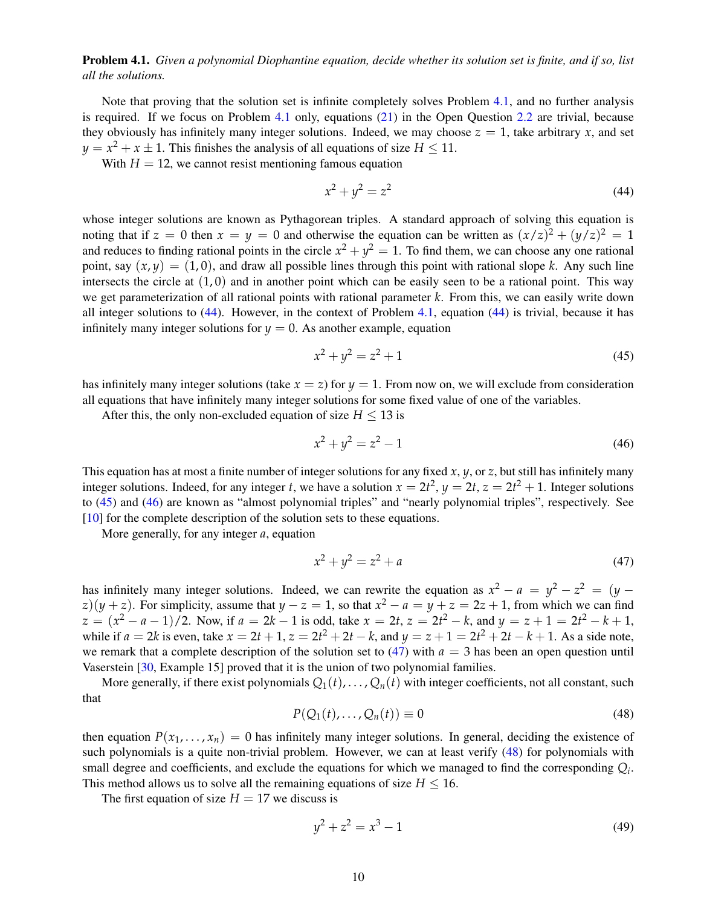**Problem 4.1.** *Given a polynomial Diophantine equation, decide whether its solution set is finite, and if so, list all the solutions.*

Note that proving that the solution set is infinite completely solves Problem 4.1, and no further analysis is required. If we focus on Problem 4.1 only, equations (21) in the Open Question 2.2 are trivial, because they obviously has infinitely many integer solutions. Indeed, we may choose $z = 1$, take arbitrary $x$, and set $y = x^2 + x \pm 1$. This finishes the analysis of all equations of size $H \leq 11$.

With $H = 12$, we cannot resist mentioning famous equation

$$x^2 + y^2 = z^2 \tag{44}$$

whose integer solutions are known as Pythagorean triples. A standard approach of solving this equation is noting that if $z = 0$ then $x = y = 0$ and otherwise the equation can be written as $(x/z)^2 + (y/z)^2 = 1$ and reduces to finding rational points in the circle $x^2 + y^2 = 1$. To find them, we can choose any one rational point, say $(x, y) = (1, 0)$, and draw all possible lines through this point with rational slope $k$. Any such line intersects the circle at $(1, 0)$ and in another point which can be easily seen to be a rational point. This way we get parameterization of all rational points with rational parameter $k$. From this, we can easily write down all integer solutions to (44). However, in the context of Problem 4.1, equation (44) is trivial, because it has infinitely many integer solutions for $y = 0$. As another example, equation

$$x^2 + y^2 = z^2 + 1 \tag{45}$$

has infinitely many integer solutions (take $x = z$) for $y = 1$. From now on, we will exclude from consideration all equations that have infinitely many integer solutions for some fixed value of one of the variables.

After this, the only non-excluded equation of size $H \leq 13$ is

$$x^2 + y^2 = z^2 - 1 \tag{46}$$

This equation has at most a finite number of integer solutions for any fixed $x$, $y$, or $z$, but still has infinitely many integer solutions. Indeed, for any integer $t$, we have a solution $x = 2t^2$, $y = 2t$, $z = 2t^2 + 1$. Integer solutions to (45) and (46) are known as "almost polynomial triples" and "nearly polynomial triples", respectively. See [10] for the complete description of the solution sets to these equations.

More generally, for any integer $a$, equation

$$x^2 + y^2 = z^2 + a \tag{47}$$

has infinitely many integer solutions. Indeed, we can rewrite the equation as $x^2 - a = y^2 - z^2 = (y - z)(y + z)$. For simplicity, assume that $y - z = 1$, so that $x^2 - a = y + z = 2z + 1$, from which we can find $z = (x^2 - a - 1)/2$. Now, if $a = 2k - 1$ is odd, take $x = 2t$, $z = 2t^2 - k$, and $y = z + 1 = 2t^2 - k + 1$, while if $a = 2k$ is even, take $x = 2t + 1$, $z = 2t^2 + 2t - k$, and $y = z + 1 = 2t^2 + 2t - k + 1$. As a side note, we remark that a complete description of the solution set to (47) with $a = 3$ has been an open question until Vaserstein [30, Example 15] proved that it is the union of two polynomial families.

More generally, if there exist polynomials $Q_1(t), \dots, Q_n(t)$ with integer coefficients, not all constant, such that

$$P(Q_1(t), \dots, Q_n(t)) \equiv 0 \tag{48}$$

then equation $P(x_1, \dots, x_n) = 0$ has infinitely many integer solutions. In general, deciding the existence of such polynomials is a quite non-trivial problem. However, we can at least verify (48) for polynomials with small degree and coefficients, and exclude the equations for which we managed to find the corresponding $Q_i$. This method allows us to solve all the remaining equations of size $H \leq 16$.

The first equation of size $H = 17$ we discuss is

$$y^2 + z^2 = x^3 - 1 \tag{49}$$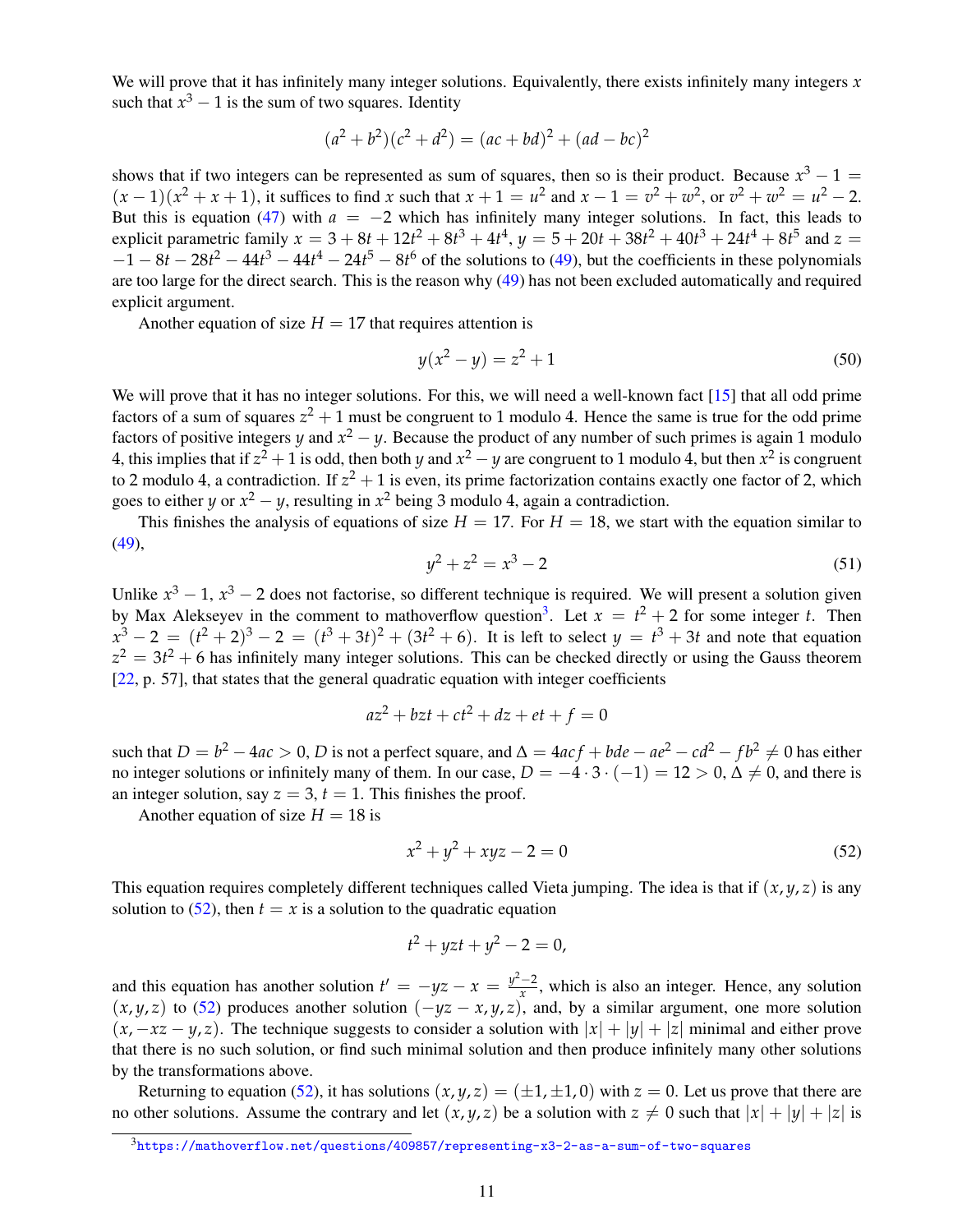We will prove that it has infinitely many integer solutions. Equivalently, there exists infinitely many integers $x$ such that $x^3-1$ is the sum of two squares. Identity

$$(a^2+b^2)(c^2+d^2) = (ac+bd)^2 + (ad-bc)^2$$

shows that if two integers can be represented as sum of squares, then so is their product. Because $x^3-1 = (x-1)(x^2+x+1)$, it suffices to find $x$ such that $x+1 = u^2$ and $x-1 = v^2+w^2$, or $v^2+w^2 = u^2-2$. But this is equation (47) with $a=-2$ which has infinitely many integer solutions. In fact, this leads to explicit parametric family $x = 3+8t+12t^2+8t^3+4t^4$, $y = 5+20t+38t^2+40t^3+24t^4+8t^5$ and $z = -1-8t-28t^2-44t^3-44t^4-24t^5-8t^6$ of the solutions to (49), but the coefficients in these polynomials are too large for the direct search. This is the reason why (49) has not been excluded automatically and required explicit argument.

Another equation of size $H=17$ that requires attention is

$$y(x^2-y) = z^2+1 \tag{50}$$

We will prove that it has no integer solutions. For this, we will need a well-known fact [15] that all odd prime factors of a sum of squares $z^2+1$ must be congruent to 1 modulo 4. Hence the same is true for the odd prime factors of positive integers $y$ and $x^2-y$. Because the product of any number of such primes is again 1 modulo 4, this implies that if $z^2+1$ is odd, then both $y$ and $x^2-y$ are congruent to 1 modulo 4, but then $x^2$ is congruent to 2 modulo 4, a contradiction. If $z^2+1$ is even, its prime factorization contains exactly one factor of 2, which goes to either $y$ or $x^2-y$, resulting in $x^2$ being 3 modulo 4, again a contradiction.

This finishes the analysis of equations of size $H=17$. For $H=18$, we start with the equation similar to (49),

$$y^2+z^2 = x^3-2 \tag{51}$$

Unlike $x^3-1$, $x^3-2$ does not factorise, so different technique is required. We will present a solution given by Max Alekseyev in the comment to mathoverflow question[3]. Let $x = t^2+2$ for some integer $t$. Then $x^3-2 = (t^2+2)^3-2 = (t^3+3t)^2+(3t^2+6)$. It is left to select $y = t^3+3t$ and note that equation $z^2 = 3t^2+6$ has infinitely many integer solutions. This can be checked directly or using the Gauss theorem [22, p. 57], that states that the general quadratic equation with integer coefficients

$$az^2+bzt+ct^2+dz+et+f = 0$$

such that $D = b^2-4ac > 0$, $D$ is not a perfect square, and $\Delta = 4acf+bde-ae^2-cd^2-fb^2 \neq 0$ has either no integer solutions or infinitely many of them. In our case, $D = -4\cdot 3\cdot(-1) = 12 > 0$, $\Delta \neq 0$, and there is an integer solution, say $z=3$, $t=1$. This finishes the proof.

Another equation of size $H=18$ is

$$x^2+y^2+xyz-2 = 0 \tag{52}$$

This equation requires completely different techniques called Vieta jumping. The idea is that if $(x,y,z)$ is any solution to (52), then $t=x$ is a solution to the quadratic equation

$$t^2+yzt+y^2-2 = 0,$$

and this equation has another solution $t' = -yz-x = \frac{y^2-2}{x}$, which is also an integer. Hence, any solution $(x,y,z)$ to (52) produces another solution $(-yz-x,y,z)$, and, by a similar argument, one more solution $(x,-xz-y,z)$. The technique suggests to consider a solution with $|x|+|y|+|z|$ minimal and either prove that there is no such solution, or find such minimal solution and then produce infinitely many other solutions by the transformations above.

Returning to equation (52), it has solutions $(x,y,z) = (\pm 1,\pm 1,0)$ with $z=0$. Let us prove that there are no other solutions. Assume the contrary and let $(x,y,z)$ be a solution with $z \neq 0$ such that $|x|+|y|+|z|$ is

[3] https://mathoverflow.net/questions/409857/representing-x3-2-as-a-sum-of-two-squares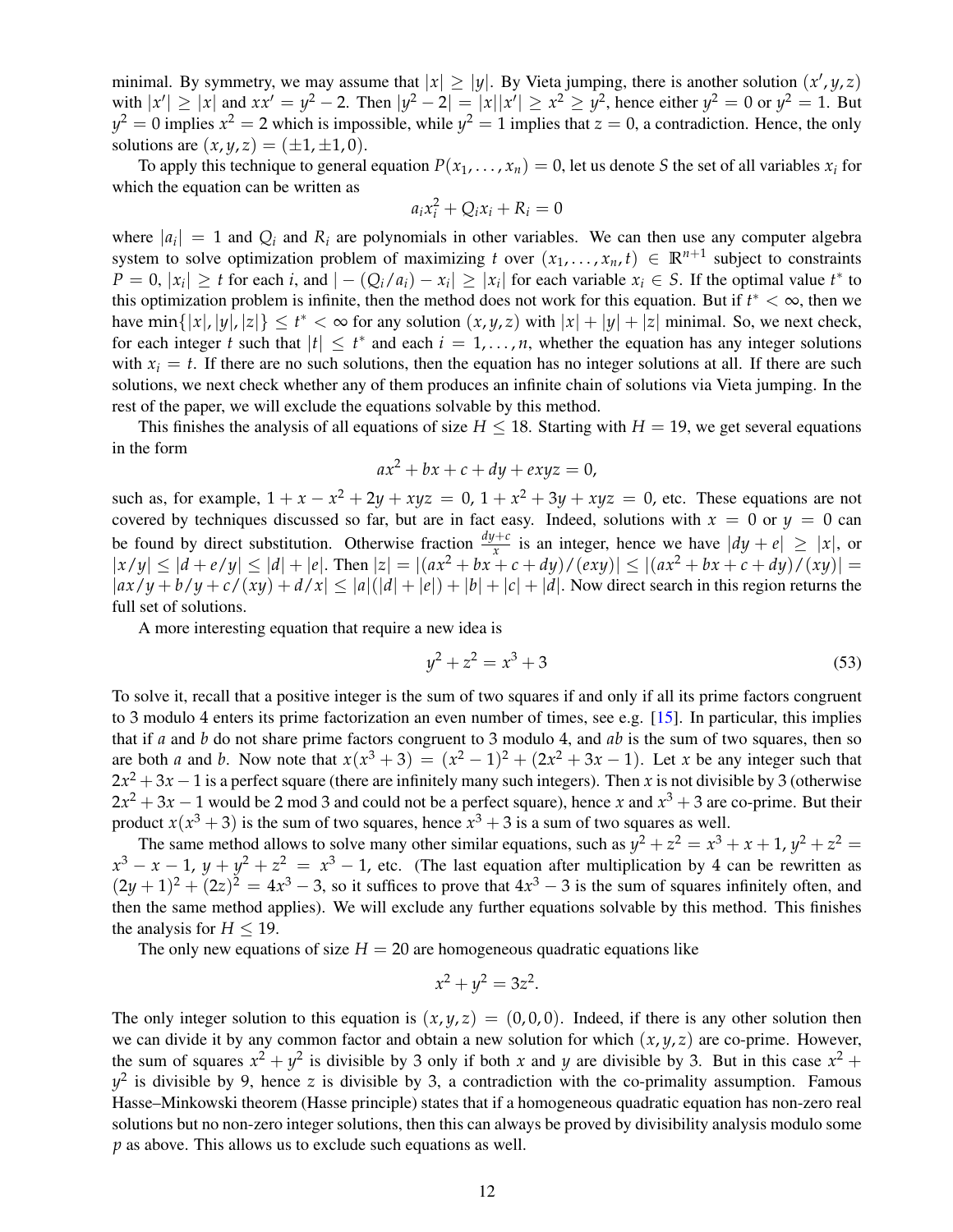minimal. By symmetry, we may assume that $|x| \geq |y|$. By Vieta jumping, there is another solution $(x', y, z)$ with $|x'| \geq |x|$ and $xx' = y^2 - 2$. Then $|y^2 - 2| = |x||x'| \geq x^2 \geq y^2$, hence either $y^2 = 0$ or $y^2 = 1$. But $y^2 = 0$ implies $x^2 = 2$ which is impossible, while $y^2 = 1$ implies that $z = 0$, a contradiction. Hence, the only solutions are $(x, y, z) = (\pm 1, \pm 1, 0)$.

To apply this technique to general equation $P(x_1, \dots, x_n) = 0$, let us denote $S$ the set of all variables $x_i$ for which the equation can be written as

$$a_i x_i^2 + Q_i x_i + R_i = 0$$

where $|a_i| = 1$ and $Q_i$ and $R_i$ are polynomials in other variables. We can then use any computer algebra system to solve optimization problem of maximizing $t$ over $(x_1, \dots, x_n, t) \in \mathbb{R}^{n+1}$ subject to constraints $P = 0$, $|x_i| \geq t$ for each $i$, and $|-(Q_i/a_i) - x_i| \geq |x_i|$ for each variable $x_i \in S$. If the optimal value $t^*$ to this optimization problem is infinite, then the method does not work for this equation. But if $t^* < \infty$, then we have $\min\{|x|, |y|, |z|\} \leq t^* < \infty$ for any solution $(x, y, z)$ with $|x| + |y| + |z|$ minimal. So, we next check, for each integer $t$ such that $|t| \leq t^*$ and each $i = 1, \dots, n$, whether the equation has any integer solutions with $x_i = t$. If there are no such solutions, then the equation has no integer solutions at all. If there are such solutions, we next check whether any of them produces an infinite chain of solutions via Vieta jumping. In the rest of the paper, we will exclude the equations solvable by this method.

This finishes the analysis of all equations of size $H \leq 18$. Starting with $H = 19$, we get several equations in the form

$$ax^2 + bx + c + dy + exyz = 0,$$

such as, for example, $1 + x - x^2 + 2y + xyz = 0$, $1 + x^2 + 3y + xyz = 0$, etc. These equations are not covered by techniques discussed so far, but are in fact easy. Indeed, solutions with $x = 0$ or $y = 0$ can be found by direct substitution. Otherwise fraction $\frac{dy+c}{x}$ is an integer, hence we have $|dy + e| \geq |x|$, or $|x/y| \leq |d + e/y| \leq |d| + |e|$. Then $|z| = |(ax^2 + bx + c + dy)/(exy)| \leq |(ax^2 + bx + c + dy)/(xy)| = |ax/y + b/y + c/(xy) + d/x| \leq |a|(|d| + |e|) + |b| + |c| + |d|$. Now direct search in this region returns the full set of solutions.

A more interesting equation that require a new idea is

$$y^2 + z^2 = x^3 + 3 \tag{53}$$

To solve it, recall that a positive integer is the sum of two squares if and only if all its prime factors congruent to 3 modulo 4 enters its prime factorization an even number of times, see e.g. [15]. In particular, this implies that if $a$ and $b$ do not share prime factors congruent to 3 modulo 4, and $ab$ is the sum of two squares, then so are both $a$ and $b$. Now note that $x(x^3 + 3) = (x^2 - 1)^2 + (2x^2 + 3x - 1)$. Let $x$ be any integer such that $2x^2 + 3x - 1$ is a perfect square (there are infinitely many such integers). Then $x$ is not divisible by 3 (otherwise $2x^2 + 3x - 1$ would be 2 mod 3 and could not be a perfect square), hence $x$ and $x^3 + 3$ are co-prime. But their product $x(x^3 + 3)$ is the sum of two squares, hence $x^3 + 3$ is a sum of two squares as well.

The same method allows to solve many other similar equations, such as $y^2 + z^2 = x^3 + x + 1$, $y^2 + z^2 = x^3 - x - 1$, $y + y^2 + z^2 = x^3 - 1$, etc. (The last equation after multiplication by 4 can be rewritten as $(2y + 1)^2 + (2z)^2 = 4x^3 - 3$, so it suffices to prove that $4x^3 - 3$ is the sum of squares infinitely often, and then the same method applies). We will exclude any further equations solvable by this method. This finishes the analysis for $H \leq 19$.

The only new equations of size $H = 20$ are homogeneous quadratic equations like

$$x^2 + y^2 = 3z^2.$$

The only integer solution to this equation is $(x, y, z) = (0, 0, 0)$. Indeed, if there is any other solution then we can divide it by any common factor and obtain a new solution for which $(x, y, z)$ are co-prime. However, the sum of squares $x^2 + y^2$ is divisible by 3 only if both $x$ and $y$ are divisible by 3. But in this case $x^2 + y^2$ is divisible by 9, hence $z$ is divisible by 3, a contradiction with the co-primality assumption. Famous Hasse–Minkowski theorem (Hasse principle) states that if a homogeneous quadratic equation has non-zero real solutions but no non-zero integer solutions, then this can always be proved by divisibility analysis modulo some $p$ as above. This allows us to exclude such equations as well.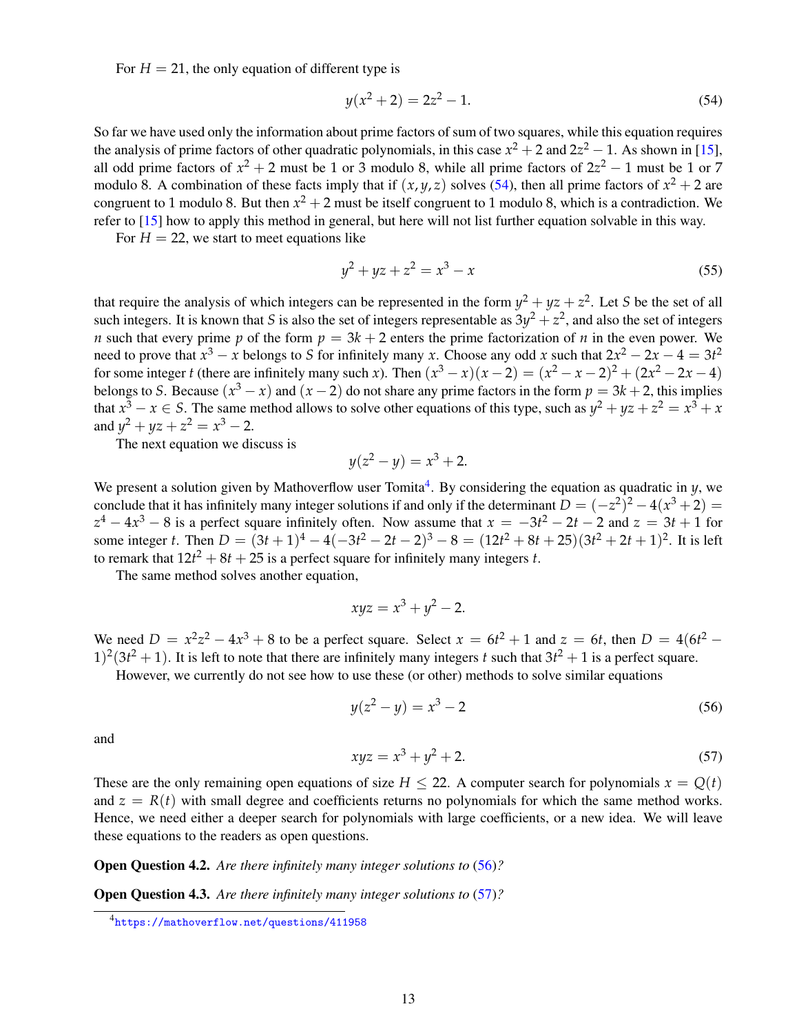For $H = 21$, the only equation of different type is

$$y(x^2+2) = 2z^2 - 1. \tag{54}$$

So far we have used only the information about prime factors of sum of two squares, while this equation requires the analysis of prime factors of other quadratic polynomials, in this case $x^2+2$ and $2z^2-1$. As shown in [15], all odd prime factors of $x^2+2$ must be 1 or 3 modulo 8, while all prime factors of $2z^2-1$ must be 1 or 7 modulo 8. A combination of these facts imply that if $(x,y,z)$ solves (54), then all prime factors of $x^2+2$ are congruent to 1 modulo 8. But then $x^2+2$ must be itself congruent to 1 modulo 8, which is a contradiction. We refer to [15] how to apply this method in general, but here will not list further equation solvable in this way.

For $H = 22$, we start to meet equations like

$$y^2 + yz + z^2 = x^3 - x \tag{55}$$

that require the analysis of which integers can be represented in the form $y^2+yz+z^2$. Let $S$ be the set of all such integers. It is known that $S$ is also the set of integers representable as $3y^2+z^2$, and also the set of integers $n$ such that every prime $p$ of the form $p = 3k+2$ enters the prime factorization of $n$ in the even power. We need to prove that $x^3 - x$ belongs to $S$ for infinitely many $x$. Choose any odd $x$ such that $2x^2-2x-4 = 3t^2$ for some integer $t$ (there are infinitely many such $x$). Then $(x^3-x)(x-2) = (x^2-x-2)^2 + (2x^2-2x-4)$ belongs to $S$. Because $(x^3-x)$ and $(x-2)$ do not share any prime factors in the form $p = 3k+2$, this implies that $x^3-x \in S$. The same method allows to solve other equations of this type, such as $y^2+yz+z^2 = x^3+x$ and $y^2+yz+z^2 = x^3-2$.

The next equation we discuss is

$$y(z^2-y) = x^3+2.$$

We present a solution given by Mathoverflow user Tomita[4]. By considering the equation as quadratic in $y$, we conclude that it has infinitely many integer solutions if and only if the determinant $D = (-z^2)^2 - 4(x^3+2) = z^4 - 4x^3 - 8$ is a perfect square infinitely often. Now assume that $x = -3t^2-2t-2$ and $z = 3t+1$ for some integer $t$. Then $D = (3t+1)^4 - 4(-3t^2-2t-2)^3 - 8 = (12t^2+8t+25)(3t^2+2t+1)^2$. It is left to remark that $12t^2+8t+25$ is a perfect square for infinitely many integers $t$.

The same method solves another equation,

$$xyz = x^3+y^2-2.$$

We need $D = x^2z^2 - 4x^3 + 8$ to be a perfect square. Select $x = 6t^2+1$ and $z = 6t$, then $D = 4(6t^2-1)^2(3t^2+1)$. It is left to note that there are infinitely many integers $t$ such that $3t^2+1$ is a perfect square.

However, we currently do not see how to use these (or other) methods to solve similar equations

$$y(z^2-y) = x^3-2 \tag{56}$$

and

$$xyz = x^3+y^2+2. \tag{57}$$

These are the only remaining open equations of size $H \le 22$. A computer search for polynomials $x = Q(t)$ and $z = R(t)$ with small degree and coefficients returns no polynomials for which the same method works. Hence, we need either a deeper search for polynomials with large coefficients, or a new idea. We will leave these equations to the readers as open questions.

**Open Question 4.2.** *Are there infinitely many integer solutions to (56)?*

**Open Question 4.3.** *Are there infinitely many integer solutions to (57)?*

[4] https://mathoverflow.net/questions/411958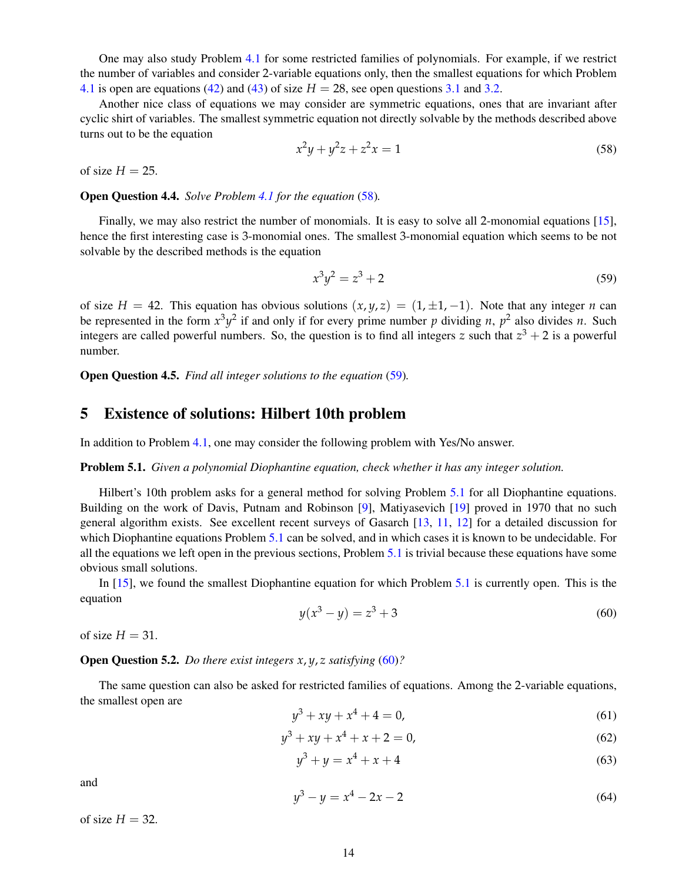One may also study Problem 4.1 for some restricted families of polynomials. For example, if we restrict the number of variables and consider 2-variable equations only, then the smallest equations for which Problem 4.1 is open are equations (42) and (43) of size $H = 28$, see open questions 3.1 and 3.2.

Another nice class of equations we may consider are symmetric equations, ones that are invariant after cyclic shirt of variables. The smallest symmetric equation not directly solvable by the methods described above turns out to be the equation

$$x^2y + y^2z + z^2x = 1 \tag{58}$$

of size $H = 25$.

**Open Question 4.4.** *Solve Problem 4.1 for the equation (58).*

Finally, we may also restrict the number of monomials. It is easy to solve all 2-monomial equations [15], hence the first interesting case is 3-monomial ones. The smallest 3-monomial equation which seems to be not solvable by the described methods is the equation

$$x^3y^2 = z^3 + 2 \tag{59}$$

of size $H = 42$. This equation has obvious solutions $(x, y, z) = (1, \pm 1, -1)$. Note that any integer $n$ can be represented in the form $x^3y^2$ if and only if for every prime number $p$ dividing $n$, $p^2$ also divides $n$. Such integers are called powerful numbers. So, the question is to find all integers $z$ such that $z^3 + 2$ is a powerful number.

**Open Question 4.5.** *Find all integer solutions to the equation (59).*

## 5 Existence of solutions: Hilbert 10th problem

In addition to Problem 4.1, one may consider the following problem with Yes/No answer.

**Problem 5.1.** *Given a polynomial Diophantine equation, check whether it has any integer solution.*

Hilbert's 10th problem asks for a general method for solving Problem 5.1 for all Diophantine equations. Building on the work of Davis, Putnam and Robinson [9], Matiyasevich [19] proved in 1970 that no such general algorithm exists. See excellent recent surveys of Gasarch [13, 11, 12] for a detailed discussion for which Diophantine equations Problem 5.1 can be solved, and in which cases it is known to be undecidable. For all the equations we left open in the previous sections, Problem 5.1 is trivial because these equations have some obvious small solutions.

In [15], we found the smallest Diophantine equation for which Problem 5.1 is currently open. This is the equation

$$y(x^3 - y) = z^3 + 3 \tag{60}$$

of size $H = 31$.

**Open Question 5.2.** *Do there exist integers $x, y, z$ satisfying (60)?*

The same question can also be asked for restricted families of equations. Among the 2-variable equations, the smallest open are

$$y^3 + xy + x^4 + 4 = 0, \tag{61}$$

$$y^3 + xy + x^4 + x + 2 = 0, \tag{62}$$

$$y^3 + y = x^4 + x + 4 \tag{63}$$

and

$$y^3 - y = x^4 - 2x - 2 \tag{64}$$

of size $H = 32$.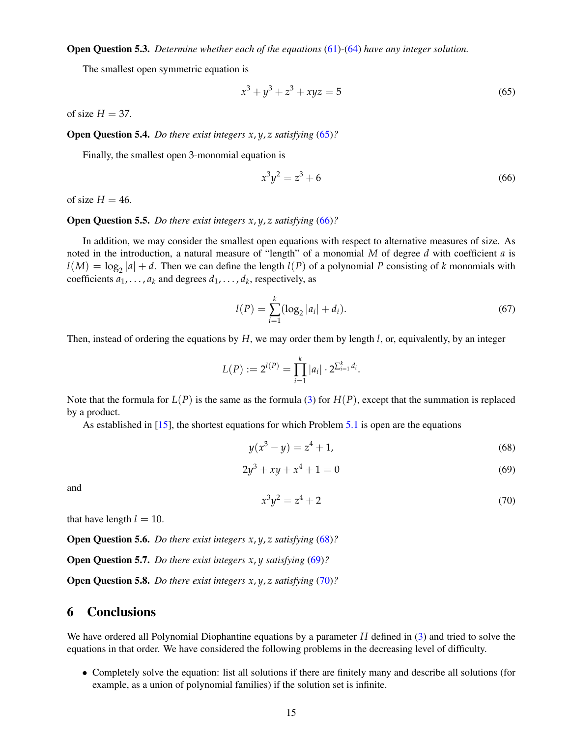**Open Question 5.3.** *Determine whether each of the equations (61)-(64) have any integer solution.*

The smallest open symmetric equation is

$$x^3 + y^3 + z^3 + xyz = 5 \tag{65}$$

of size $H = 37$.

**Open Question 5.4.** *Do there exist integers $x, y, z$ satisfying (65)?*

Finally, the smallest open 3-monomial equation is

$$x^3y^2 = z^3 + 6 \tag{66}$$

of size $H = 46$.

**Open Question 5.5.** *Do there exist integers $x, y, z$ satisfying (66)?*

In addition, we may consider the smallest open equations with respect to alternative measures of size. As noted in the introduction, a natural measure of "length" of a monomial $M$ of degree $d$ with coefficient $a$ is $l(M) = \log_2 |a| + d$. Then we can define the length $l(P)$ of a polynomial $P$ consisting of $k$ monomials with coefficients $a_1, \dots, a_k$ and degrees $d_1, \dots, d_k$, respectively, as

$$l(P) = \sum_{i=1}^{k} (\log_2 |a_i| + d_i). \tag{67}$$

Then, instead of ordering the equations by $H$, we may order them by length $l$, or, equivalently, by an integer

$$L(P) := 2^{l(P)} = \prod_{i=1}^{k} |a_i| \cdot 2^{\sum_{i=1}^{k} d_i}.$$

Note that the formula for $L(P)$ is the same as the formula (3) for $H(P)$, except that the summation is replaced by a product.

As established in [15], the shortest equations for which Problem 5.1 is open are the equations

$$y(x^3 - y) = z^4 + 1, \tag{68}$$

$$2y^3 + xy + x^4 + 1 = 0 \tag{69}$$

and

$$x^3y^2 = z^4 + 2 \tag{70}$$

that have length $l = 10$.

**Open Question 5.6.** *Do there exist integers $x, y, z$ satisfying (68)?*

**Open Question 5.7.** *Do there exist integers $x, y$ satisfying (69)?*

**Open Question 5.8.** *Do there exist integers $x, y, z$ satisfying (70)?*

## 6 Conclusions

We have ordered all Polynomial Diophantine equations by a parameter $H$ defined in (3) and tried to solve the equations in that order. We have considered the following problems in the decreasing level of difficulty.

- Completely solve the equation: list all solutions if there are finitely many and describe all solutions (for example, as a union of polynomial families) if the solution set is infinite.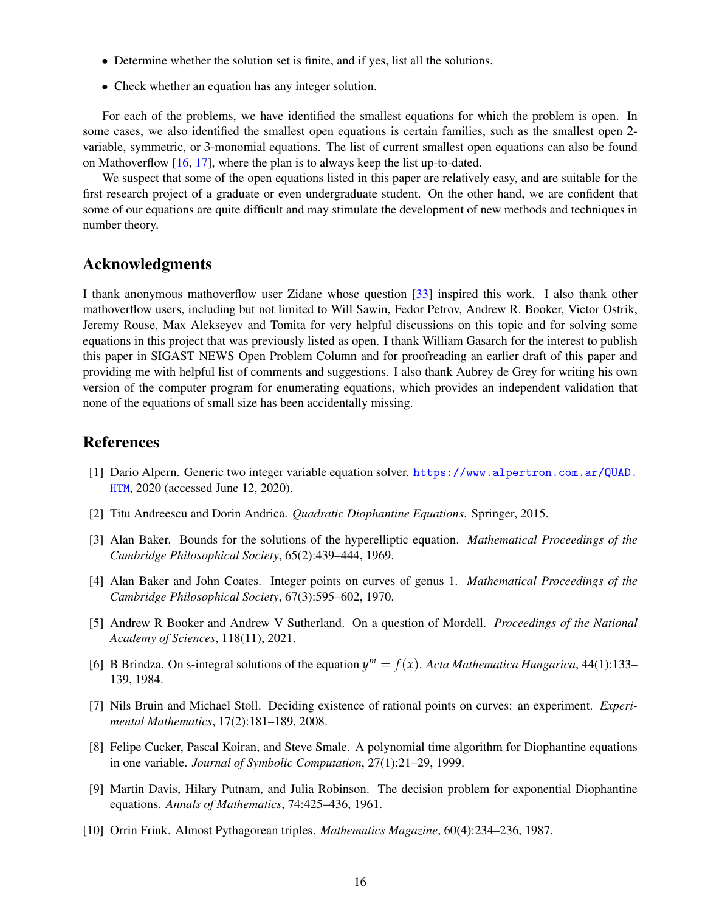- Determine whether the solution set is finite, and if yes, list all the solutions.
- Check whether an equation has any integer solution.

For each of the problems, we have identified the smallest equations for which the problem is open. In some cases, we also identified the smallest open equations is certain families, such as the smallest open 2-variable, symmetric, or 3-monomial equations. The list of current smallest open equations can also be found on Mathoverflow [16, 17], where the plan is to always keep the list up-to-dated.

We suspect that some of the open equations listed in this paper are relatively easy, and are suitable for the first research project of a graduate or even undergraduate student. On the other hand, we are confident that some of our equations are quite difficult and may stimulate the development of new methods and techniques in number theory.

## Acknowledgments

I thank anonymous mathoverflow user Zidane whose question [33] inspired this work. I also thank other mathoverflow users, including but not limited to Will Sawin, Fedor Petrov, Andrew R. Booker, Victor Ostrik, Jeremy Rouse, Max Alekseyev and Tomita for very helpful discussions on this topic and for solving some equations in this project that was previously listed as open. I thank William Gasarch for the interest to publish this paper in SIGAST NEWS Open Problem Column and for proofreading an earlier draft of this paper and providing me with helpful list of comments and suggestions. I also thank Aubrey de Grey for writing his own version of the computer program for enumerating equations, which provides an independent validation that none of the equations of small size has been accidentally missing.

## References

[1] Dario Alpern. Generic two integer variable equation solver. https://www.alpertron.com.ar/QUAD.HTM, 2020 (accessed June 12, 2020).

[2] Titu Andreescu and Dorin Andrica. *Quadratic Diophantine Equations*. Springer, 2015.

[3] Alan Baker. Bounds for the solutions of the hyperelliptic equation. *Mathematical Proceedings of the Cambridge Philosophical Society*, 65(2):439–444, 1969.

[4] Alan Baker and John Coates. Integer points on curves of genus 1. *Mathematical Proceedings of the Cambridge Philosophical Society*, 67(3):595–602, 1970.

[5] Andrew R Booker and Andrew V Sutherland. On a question of Mordell. *Proceedings of the National Academy of Sciences*, 118(11), 2021.

[6] B Brindza. On s-integral solutions of the equation $y^m = f(x)$. *Acta Mathematica Hungarica*, 44(1):133–139, 1984.

[7] Nils Bruin and Michael Stoll. Deciding existence of rational points on curves: an experiment. *Experimental Mathematics*, 17(2):181–189, 2008.

[8] Felipe Cucker, Pascal Koiran, and Steve Smale. A polynomial time algorithm for Diophantine equations in one variable. *Journal of Symbolic Computation*, 27(1):21–29, 1999.

[9] Martin Davis, Hilary Putnam, and Julia Robinson. The decision problem for exponential Diophantine equations. *Annals of Mathematics*, 74:425–436, 1961.

[10] Orrin Frink. Almost Pythagorean triples. *Mathematics Magazine*, 60(4):234–236, 1987.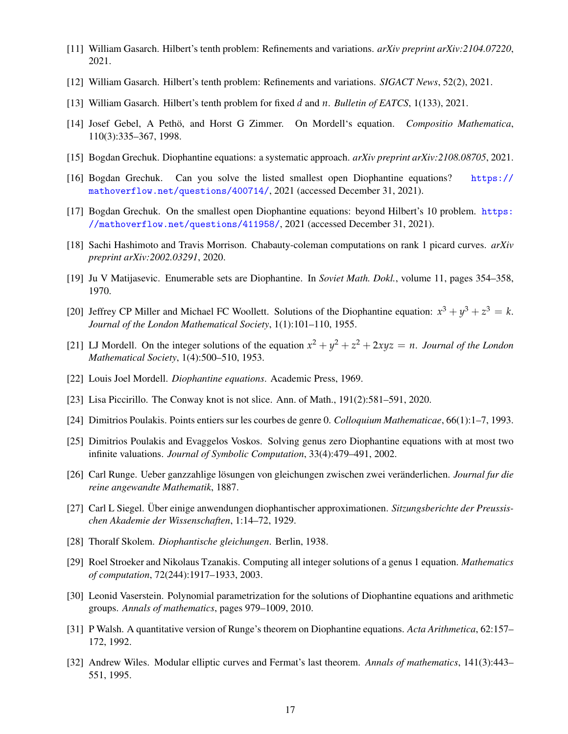[11] William Gasarch. Hilbert's tenth problem: Refinements and variations. *arXiv preprint arXiv:2104.07220*, 2021.

[12] William Gasarch. Hilbert's tenth problem: Refinements and variations. *SIGACT News*, 52(2), 2021.

[13] William Gasarch. Hilbert's tenth problem for fixed $d$ and $n$. *Bulletin of EATCS*, 1(133), 2021.

[14] Josef Gebel, A Pethö, and Horst G Zimmer. On Mordell's equation. *Compositio Mathematica*, 110(3):335–367, 1998.

[15] Bogdan Grechuk. Diophantine equations: a systematic approach. *arXiv preprint arXiv:2108.08705*, 2021.

[16] Bogdan Grechuk. Can you solve the listed smallest open Diophantine equations? https://mathoverflow.net/questions/400714/, 2021 (accessed December 31, 2021).

[17] Bogdan Grechuk. On the smallest open Diophantine equations: beyond Hilbert's 10 problem. https://mathoverflow.net/questions/411958/, 2021 (accessed December 31, 2021).

[18] Sachi Hashimoto and Travis Morrison. Chabauty-coleman computations on rank 1 picard curves. *arXiv preprint arXiv:2002.03291*, 2020.

[19] Ju V Matijasevic. Enumerable sets are Diophantine. In *Soviet Math. Dokl.*, volume 11, pages 354–358, 1970.

[20] Jeffrey CP Miller and Michael FC Woollett. Solutions of the Diophantine equation: $x^3 + y^3 + z^3 = k$. *Journal of the London Mathematical Society*, 1(1):101–110, 1955.

[21] LJ Mordell. On the integer solutions of the equation $x^2 + y^2 + z^2 + 2xyz = n$. *Journal of the London Mathematical Society*, 1(4):500–510, 1953.

[22] Louis Joel Mordell. *Diophantine equations*. Academic Press, 1969.

[23] Lisa Piccirillo. The Conway knot is not slice. Ann. of Math., 191(2):581–591, 2020.

[24] Dimitrios Poulakis. Points entiers sur les courbes de genre 0. *Colloquium Mathematicae*, 66(1):1–7, 1993.

[25] Dimitrios Poulakis and Evaggelos Voskos. Solving genus zero Diophantine equations with at most two infinite valuations. *Journal of Symbolic Computation*, 33(4):479–491, 2002.

[26] Carl Runge. Ueber ganzzahlige lösungen von gleichungen zwischen zwei veränderlichen. *Journal fur die reine angewandte Mathematik*, 1887.

[27] Carl L Siegel. Über einige anwendungen diophantischer approximationen. *Sitzungsberichte der Preussischen Akademie der Wissenschaften*, 1:14–72, 1929.

[28] Thoralf Skolem. *Diophantische gleichungen*. Berlin, 1938.

[29] Roel Stroeker and Nikolaus Tzanakis. Computing all integer solutions of a genus 1 equation. *Mathematics of computation*, 72(244):1917–1933, 2003.

[30] Leonid Vaserstein. Polynomial parametrization for the solutions of Diophantine equations and arithmetic groups. *Annals of mathematics*, pages 979–1009, 2010.

[31] P Walsh. A quantitative version of Runge's theorem on Diophantine equations. *Acta Arithmetica*, 62:157–172, 1992.

[32] Andrew Wiles. Modular elliptic curves and Fermat's last theorem. *Annals of mathematics*, 141(3):443–551, 1995.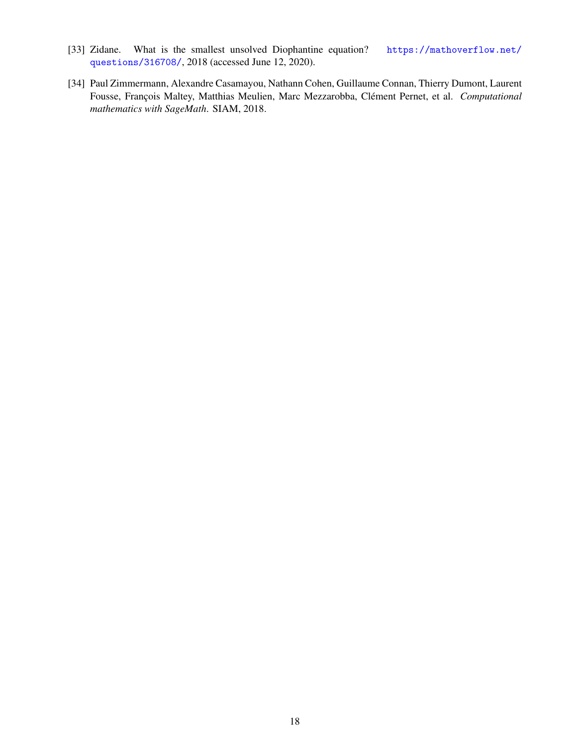[33] Zidane. What is the smallest unsolved Diophantine equation? https://mathoverflow.net/questions/316708/, 2018 (accessed June 12, 2020).

[34] Paul Zimmermann, Alexandre Casamayou, Nathann Cohen, Guillaume Connan, Thierry Dumont, Laurent Fousse, François Maltey, Matthias Meulien, Marc Mezzarobba, Clément Pernet, et al. *Computational mathematics with SageMath*. SIAM, 2018.